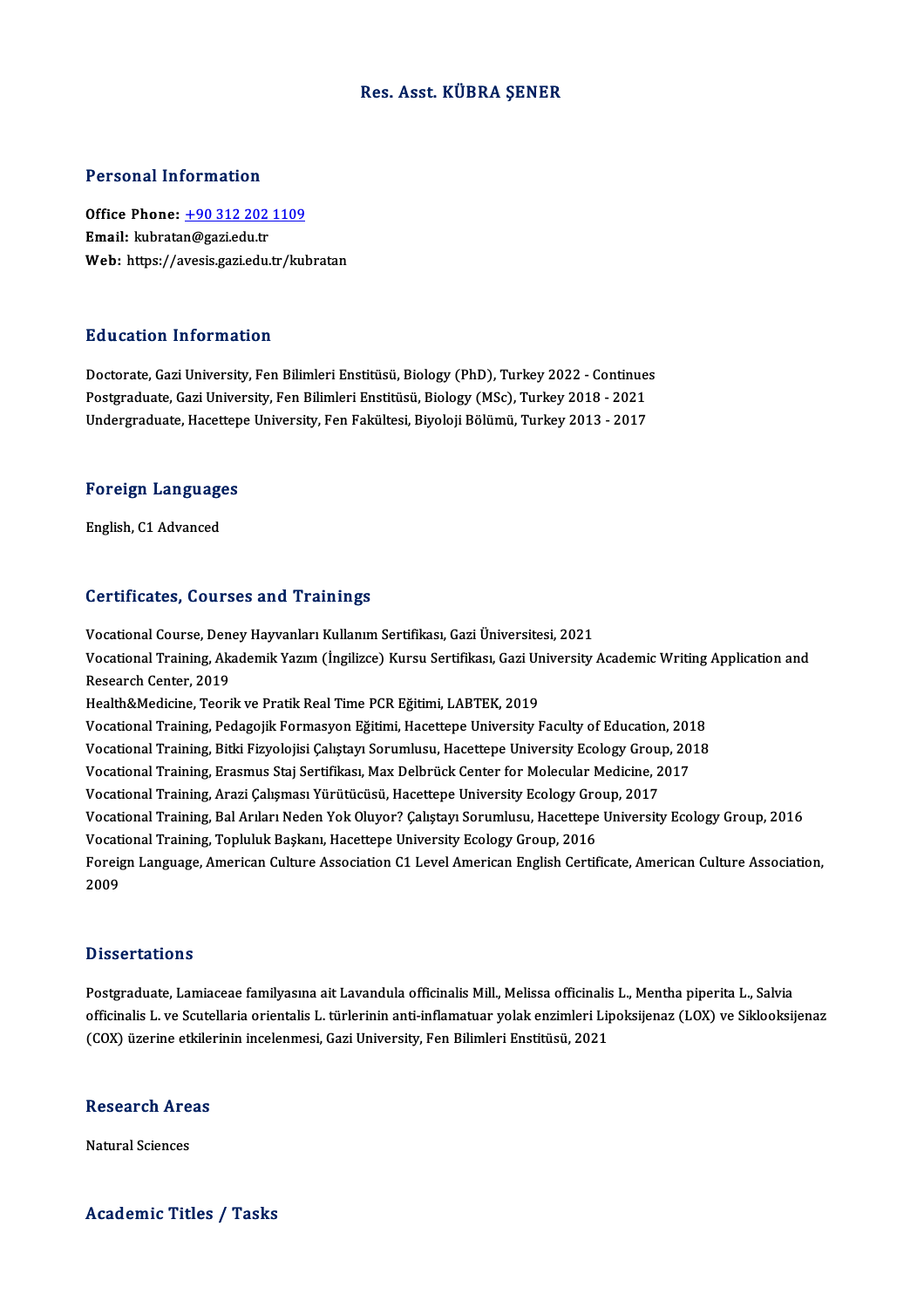# Res. Asst. KÜBRA ŞENER

## Personal Information

**Office Phone:** +90 312 202 1109
**Email:** kubratan@gazi.edu.tr
**Web:** https://avesis.gazi.edu.tr/kubratan

## Education Information

Doctorate, Gazi University, Fen Bilimleri Enstitüsü, Biology (PhD), Turkey 2022 - Continues
Postgraduate, Gazi University, Fen Bilimleri Enstitüsü, Biology (MSc), Turkey 2018 - 2021
Undergraduate, Hacettepe University, Fen Fakültesi, Biyoloji Bölümü, Turkey 2013 - 2017

## Foreign Languages

English, C1 Advanced

## Certificates, Courses and Trainings

Vocational Course, Deney Hayvanları Kullanım Sertifikası, Gazi Üniversitesi, 2021
Vocational Training, Akademik Yazım (İngilizce) Kursu Sertifikası, Gazi University Academic Writing Application and Research Center, 2019
Health&Medicine, Teorik ve Pratik Real Time PCR Eğitimi, LABTEK, 2019
Vocational Training, Pedagojik Formasyon Eğitimi, Hacettepe University Faculty of Education, 2018
Vocational Training, Bitki Fizyolojisi Çalıştayı Sorumlusu, Hacettepe University Ecology Group, 2018
Vocational Training, Erasmus Staj Sertifikası, Max Delbrück Center for Molecular Medicine, 2017
Vocational Training, Arazi Çalışması Yürütücüsü, Hacettepe University Ecology Group, 2017
Vocational Training, Bal Arıları Neden Yok Oluyor? Çalıştayı Sorumlusu, Hacettepe University Ecology Group, 2016
Vocational Training, Topluluk Başkanı, Hacettepe University Ecology Group, 2016
Foreign Language, American Culture Association C1 Level American English Certificate, American Culture Association, 2009

## Dissertations

Postgraduate, Lamiaceae familyasına ait Lavandula officinalis Mill., Melissa officinalis L., Mentha piperita L., Salvia officinalis L. ve Scutellaria orientalis L. türlerinin anti-inflamatuar yolak enzimleri Lipoksijenaz (LOX) ve Siklooksijenaz (COX) üzerine etkilerinin incelenmesi, Gazi University, Fen Bilimleri Enstitüsü, 2021

## Research Areas

Natural Sciences

## Academic Titles / Tasks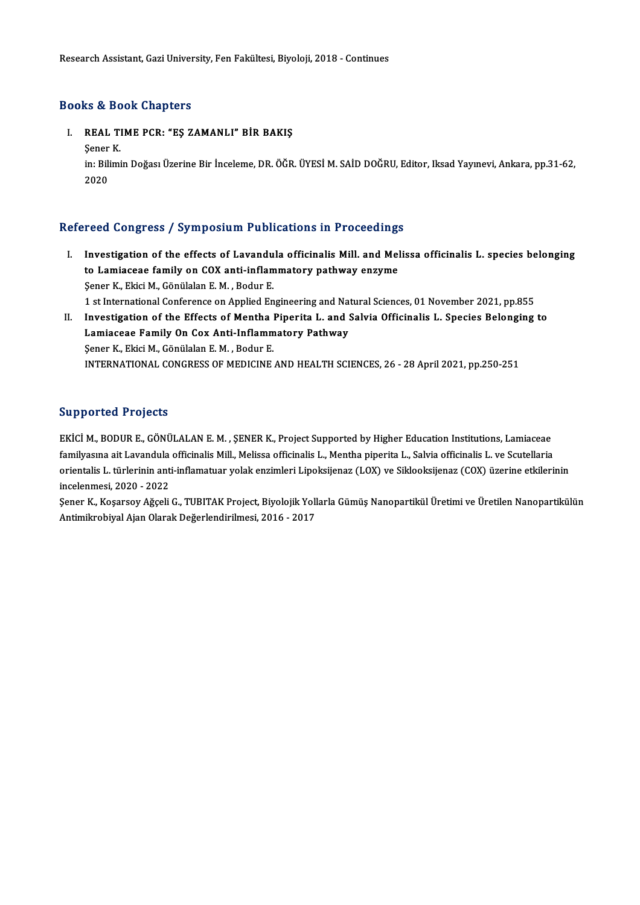Research Assistant, Gazi University, Fen Fakültesi, Biyoloji, 2018 - Continues

## Books & Book Chapters

I. **REAL TIME PCR: "EŞ ZAMANLI" BİR BAKIŞ**
   Şener K.
   in: Bilimin Doğası Üzerine Bir İnceleme, DR. ÖĞR. ÜYESİ M. SAİD DOĞRU, Editor, Iksad Yayınevi, Ankara, pp.31-62, 2020

## Refereed Congress / Symposium Publications in Proceedings

I. **Investigation of the effects of Lavandula officinalis Mill. and Melissa officinalis L. species belonging to Lamiaceae family on COX anti-inflammatory pathway enzyme**
   Şener K., Ekici M., Gönülalan E. M. , Bodur E.
   1 st International Conference on Applied Engineering and Natural Sciences, 01 November 2021, pp.855
II. **Investigation of the Effects of Mentha Piperita L. and Salvia Officinalis L. Species Belonging to Lamiaceae Family On Cox Anti-Inflammatory Pathway**
   Şener K., Ekici M., Gönülalan E. M. , Bodur E.
   INTERNATIONAL CONGRESS OF MEDICINE AND HEALTH SCIENCES, 26 - 28 April 2021, pp.250-251

## Supported Projects

EKİCİ M., BODUR E., GÖNÜLALAN E. M. , ŞENER K., Project Supported by Higher Education Institutions, Lamiaceae familyasına ait Lavandula officinalis Mill., Melissa officinalis L., Mentha piperita L., Salvia officinalis L. ve Scutellaria orientalis L. türlerinin anti-inflamatuar yolak enzimleri Lipoksijenaz (LOX) ve Siklooksijenaz (COX) üzerine etkilerinin incelenmesi, 2020 - 2022

Şener K., Koşarsoy Ağçeli G., TUBITAK Project, Biyolojik Yollarla Gümüş Nanopartikül Üretimi ve Üretilen Nanopartikülün Antimikrobiyal Ajan Olarak Değerlendirilmesi, 2016 - 2017